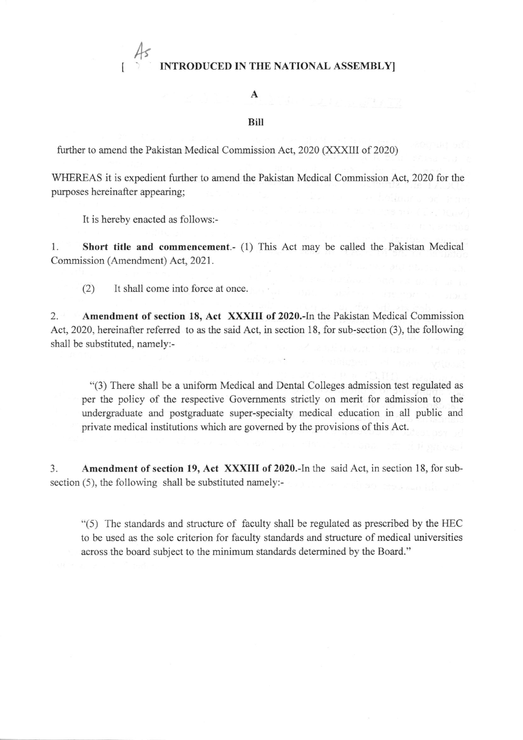[As INTRODUCED IN THE NATIONAL ASSEMBLY]

**A**

**Bill**

further to amend the Pakistan Medical Commission Act, 2020 (XXXIII of 2020)

WHEREAS it is expedient further to amend the Pakistan Medical Commission Act, 2020 for the purposes hereinafter appearing;

It is hereby enacted as follows:-

1. **Short title and commencement**.- (1) This Act may be called the Pakistan Medical Commission (Amendment) Act, 2021.

(2) It shall come into force at once.

2. **Amendment of section 18, Act XXXIII of 2020**.-In the Pakistan Medical Commission Act, 2020, hereinafter referred to as the said Act, in section 18, for sub-section (3), the following shall be substituted, namely:-

"(3) There shall be a uniform Medical and Dental Colleges admission test regulated as per the policy of the respective Governments strictly on merit for admission to the undergraduate and postgraduate super-specialty medical education in all public and private medical institutions which are governed by the provisions of this Act.

3. **Amendment of section 19, Act XXXIII of 2020**.-In the said Act, in section 18, for sub-section (5), the following shall be substituted namely:-

"(5) The standards and structure of faculty shall be regulated as prescribed by the HEC to be used as the sole criterion for faculty standards and structure of medical universities across the board subject to the minimum standards determined by the Board."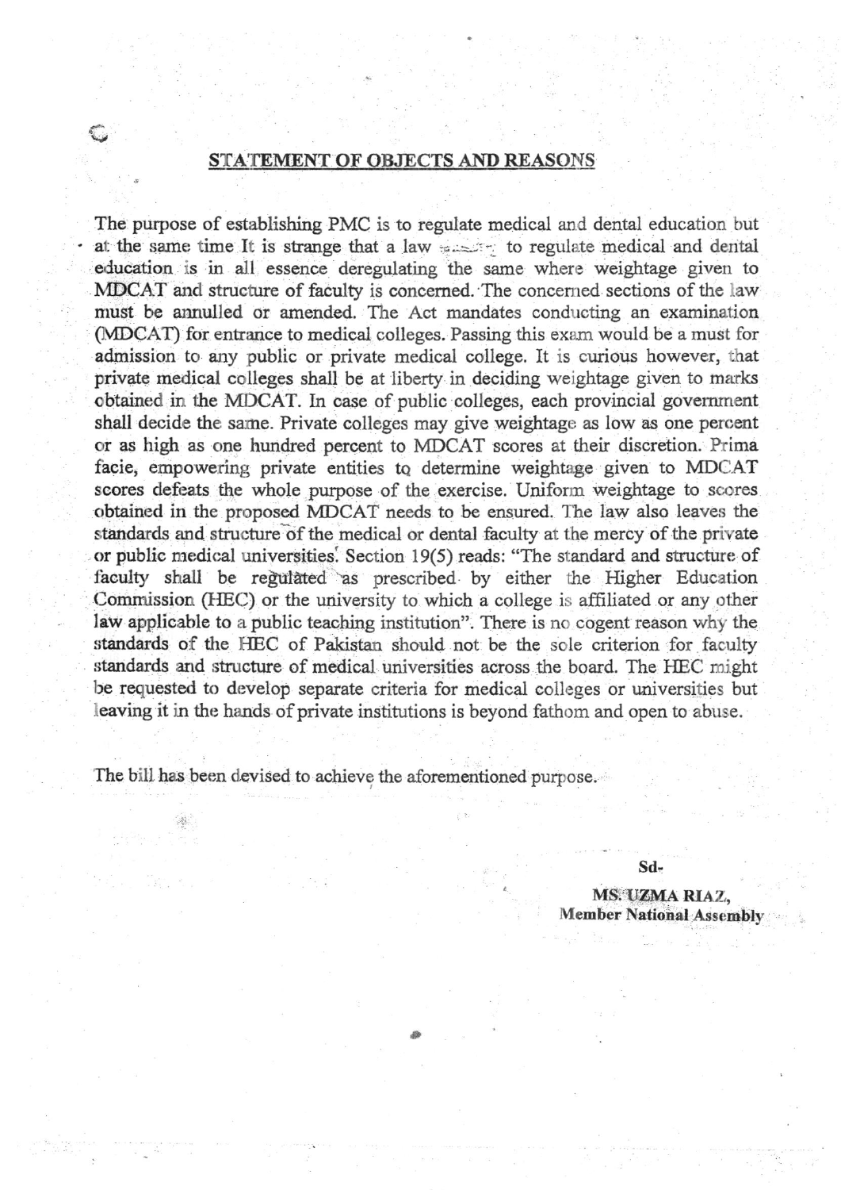## STATEMENT OF OBJECTS AND REASONS

The purpose of establishing PMC is to regulate medical and dental education but at the same time It is strange that a law meant to regulate medical and dental education is in all essence deregulating the same where weightage given to MDCAT and structure of faculty is concerned. The concerned sections of the law must be annulled or amended. The Act mandates conducting an examination (MDCAT) for entrance to medical colleges. Passing this exam would be a must for admission to any public or private medical college. It is curious however, that private medical colleges shall be at liberty in deciding weightage given to marks obtained in the MDCAT. In case of public colleges, each provincial government shall decide the same. Private colleges may give weightage as low as one percent or as high as one hundred percent to MDCAT scores at their discretion. Prima facie, empowering private entities to determine weightage given to MDCAT scores defeats the whole purpose of the exercise. Uniform weightage to scores obtained in the proposed MDCAT needs to be ensured. The law also leaves the standards and structure of the medical or dental faculty at the mercy of the private or public medical universities. Section 19(5) reads: "The standard and structure of faculty shall be regulated as prescribed by either the Higher Education Commission (HEC) or the university to which a college is affiliated or any other law applicable to a public teaching institution". There is no cogent reason why the standards of the HEC of Pakistan should not be the sole criterion for faculty standards and structure of medical universities across the board. The HEC might be requested to develop separate criteria for medical colleges or universities but leaving it in the hands of private institutions is beyond fathom and open to abuse.

The bill has been devised to achieve the aforementioned purpose.

Sd-

**MS. UZMA RIAZ,**
**Member National Assembly**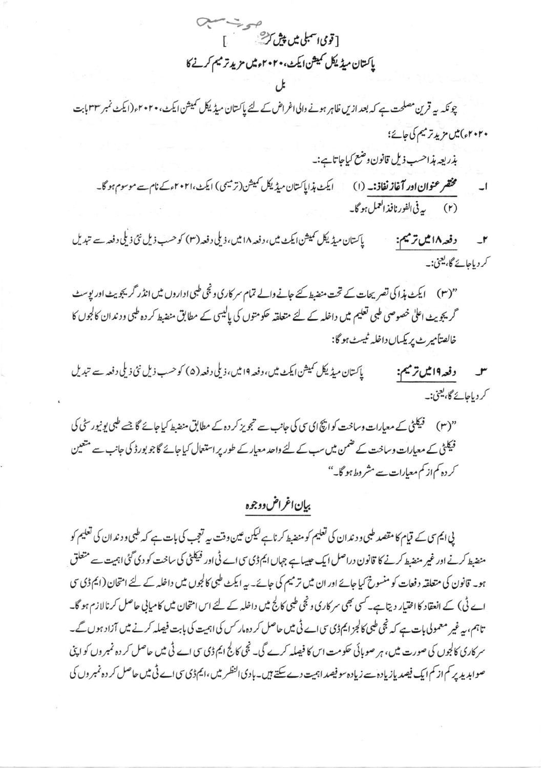[قومی اسمبلی میں پیش کردہ ]

## پاکستان میڈیکل کمیشن ایکٹ، ۲۰۲۰ء میں مزید ترمیم کرنے کا

## بل

چونکہ یہ قرین مصلحت ہے کہ بعد ازیں ظاہر ہونے والی اغراض کے لئے پاکستان میڈیکل کمیشن ایکٹ، ۲۰۲۰ء (ایکٹ نمبر ۳۳ بابت ۲۰۲۰ء) میں مزید ترمیم کی جائے؛

بذریعہ ہذا حسب ذیل قانون وضع کیا جاتا ہے:۔

۱۔ **مختصر عنوان اور آغاز نفاذ:۔** (۱) ایکٹ ہذا پاکستان میڈیکل کمیشن (ترمیمی) ایکٹ، ۲۰۲۱ء کے نام سے موسوم ہوگا۔

(۲) یہ فی الفور نافذ العمل ہوگا۔

۲۔ **دفعہ ۱۸ میں ترمیم:** پاکستان میڈیکل کمیشن ایکٹ میں، دفعہ ۱۸ میں، ذیلی دفعہ (۳) کو حسب ذیل نئی ذیلی دفعہ سے تبدیل کر دیا جائے گا، یعنی:۔

"(۳) ایکٹ ہذا کی تصریحات کے تحت منضبط کئے جانے والے تمام سرکاری و نجی طبی اداروں میں انڈر گریجویٹ اور پوسٹ گریجویٹ اعلیٰ خصوصی طبی تعلیم میں داخلہ کے لئے متعلقہ حکومتوں کی پالیسی کے مطابق منضبط کردہ طبی و دندان کالجوں کا خالصتاً میرٹ پر یکساں داخلہ ٹیسٹ ہوگا:

۳۔ **دفعہ ۱۹ میں ترمیم:** پاکستان میڈیکل کمیشن ایکٹ میں، دفعہ ۱۹ میں، ذیلی دفعہ (۵) کو حسب ذیل نئی ذیلی دفعہ سے تبدیل کر دیا جائے گا، یعنی:۔

"(۳) فیکلٹی کے معیارات و ساخت کو ایچ ای سی کی جانب سے تجویز کردہ کے مطابق منضبط کیا جائے گا جسے طبی یونیورسٹی کی فیکلٹی کے معیارات و ساخت کے ضمن میں سب کے لئے واحد معیار کے طور پر استعمال کیا جائے گا جو بورڈ کی جانب سے متعین کردہ کم از کم معیارات سے مشروط ہوگا۔"

## بیان اغراض و وجوہ

پی ایم سی کے قیام کا مقصد طبی و دندان کی تعلیم کو منضبط کرنا ہے لیکن عین وقت یہ تعجب کی بات ہے کہ طبی و دندان کی تعلیم کو منضبط کرنے اور غیر منضبط کرنے کا قانون دراصل ایک جیسا ہے جہاں ایم ڈی سی اے ٹی اور فیکلٹی کی ساخت کو دی گئی اہمیت سے متعلق ہو۔ قانون کی متعلقہ دفعات کو منسوخ کیا جائے اور ان میں ترمیم کی جائے۔ یہ ایکٹ طبی کالجوں میں داخلہ کے لئے امتحان (ایم ڈی سی اے ٹی) کے انعقاد کا اختیار دیتا ہے۔ کسی بھی سرکاری و نجی طبی کالج میں داخلہ کے لئے اس امتحان میں کامیابی حاصل کرنا لازم ہوگا۔ تاہم، یہ غیر معمولی بات ہے کہ نجی طبی کالجز ایم ڈی سی اے ٹی میں حاصل کردہ مارکس کی اہمیت کی بابت فیصلہ کرنے میں آزاد ہوں گے۔ سرکاری کالجوں کی صورت میں، ہر صوبائی حکومت اس کا فیصلہ کرے گی۔ نجی کالج ایم ڈی سی اے ٹی میں حاصل کردہ نمبروں کو اپنی صوابدید پر کم از کم ایک فیصد یا زیادہ سے زیادہ سو فیصد اہمیت دے سکتے ہیں۔ بادی النظر میں، ایم ڈی سی اے ٹی میں حاصل کردہ نمبروں کی